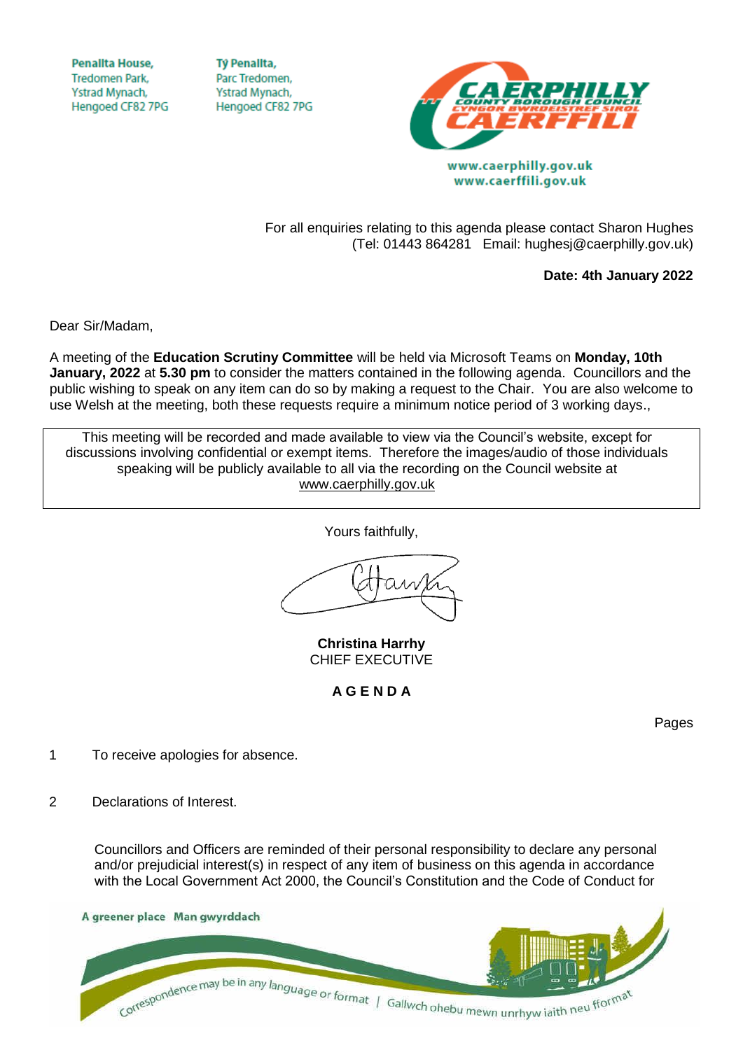Penallta House,
Tredomen Park,
Ystrad Mynach,
Hengoed CF82 7PG

Tŷ Penallta,
Parc Tredomen,
Ystrad Mynach,
Hengoed CF82 7PG

CAERPHILLY COUNTY BOROUGH COUNCIL
CYNGOR BWRDEISTREF SIROL CAERFFILI

www.caerphilly.gov.uk
www.caerffili.gov.uk

For all enquiries relating to this agenda please contact Sharon Hughes
(Tel: 01443 864281 Email: hughesj@caerphilly.gov.uk)

**Date: 4th January 2022**

Dear Sir/Madam,

A meeting of the **Education Scrutiny Committee** will be held via Microsoft Teams on **Monday, 10th January, 2022** at **5.30 pm** to consider the matters contained in the following agenda. Councillors and the public wishing to speak on any item can do so by making a request to the Chair. You are also welcome to use Welsh at the meeting, both these requests require a minimum notice period of 3 working days.,

> This meeting will be recorded and made available to view via the Council's website, except for discussions involving confidential or exempt items. Therefore the images/audio of those individuals speaking will be publicly available to all via the recording on the Council website at www.caerphilly.gov.uk

Yours faithfully,

**Christina Harrhy**
CHIEF EXECUTIVE

**A G E N D A**

Pages

1 To receive apologies for absence.

2 Declarations of Interest.

Councillors and Officers are reminded of their personal responsibility to declare any personal and/or prejudicial interest(s) in respect of any item of business on this agenda in accordance with the Local Government Act 2000, the Council's Constitution and the Code of Conduct for

A greener place Man gwyrddach

Correspondence may be in any language or format | Gallwch ohebu mewn unrhyw iaith neu fformat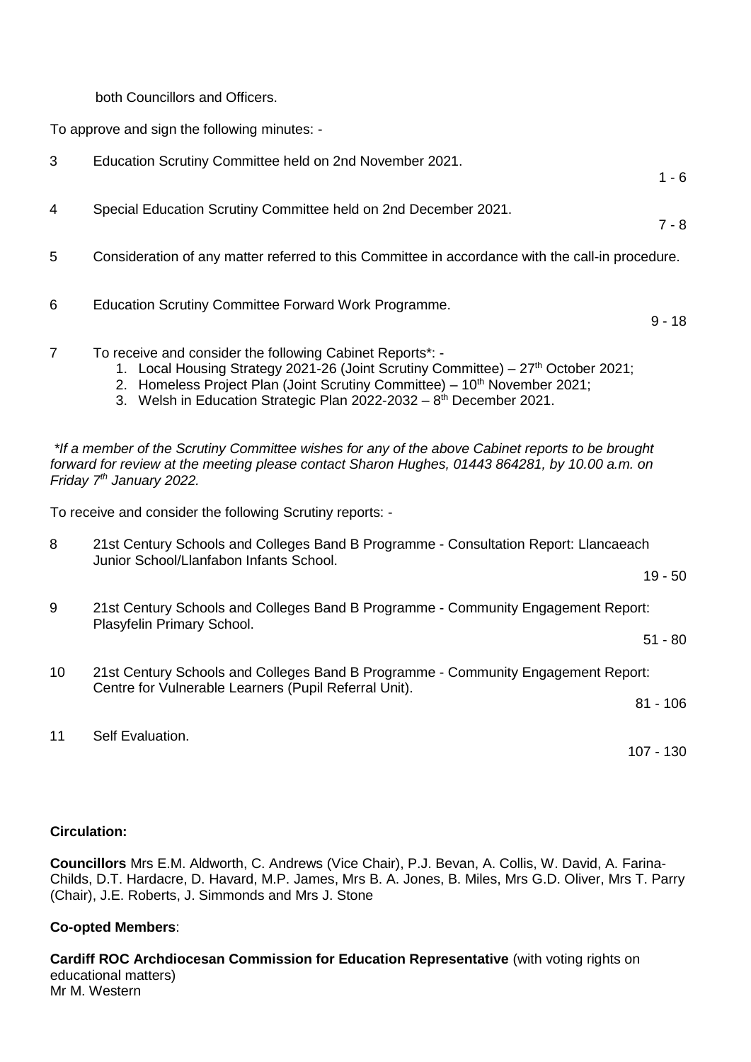both Councillors and Officers.

To approve and sign the following minutes: -

3 Education Scrutiny Committee held on 2nd November 2021. 1 - 6

4 Special Education Scrutiny Committee held on 2nd December 2021. 7 - 8

5 Consideration of any matter referred to this Committee in accordance with the call-in procedure.

6 Education Scrutiny Committee Forward Work Programme. 9 - 18

7 To receive and consider the following Cabinet Reports*: -

1. Local Housing Strategy 2021-26 (Joint Scrutiny Committee) – 27th October 2021;
2. Homeless Project Plan (Joint Scrutiny Committee) – 10th November 2021;
3. Welsh in Education Strategic Plan 2022-2032 – 8th December 2021.

*\*If a member of the Scrutiny Committee wishes for any of the above Cabinet reports to be brought forward for review at the meeting please contact Sharon Hughes, 01443 864281, by 10.00 a.m. on Friday 7th January 2022.*

To receive and consider the following Scrutiny reports: -

8 21st Century Schools and Colleges Band B Programme - Consultation Report: Llancaeach Junior School/Llanfabon Infants School. 19 - 50

9 21st Century Schools and Colleges Band B Programme - Community Engagement Report: Plasyfelin Primary School. 51 - 80

10 21st Century Schools and Colleges Band B Programme - Community Engagement Report: Centre for Vulnerable Learners (Pupil Referral Unit). 81 - 106

11 Self Evaluation. 107 - 130

**Circulation:**

**Councillors** Mrs E.M. Aldworth, C. Andrews (Vice Chair), P.J. Bevan, A. Collis, W. David, A. Farina-Childs, D.T. Hardacre, D. Havard, M.P. James, Mrs B. A. Jones, B. Miles, Mrs G.D. Oliver, Mrs T. Parry (Chair), J.E. Roberts, J. Simmonds and Mrs J. Stone

**Co-opted Members**:

**Cardiff ROC Archdiocesan Commission for Education Representative** (with voting rights on educational matters)
Mr M. Western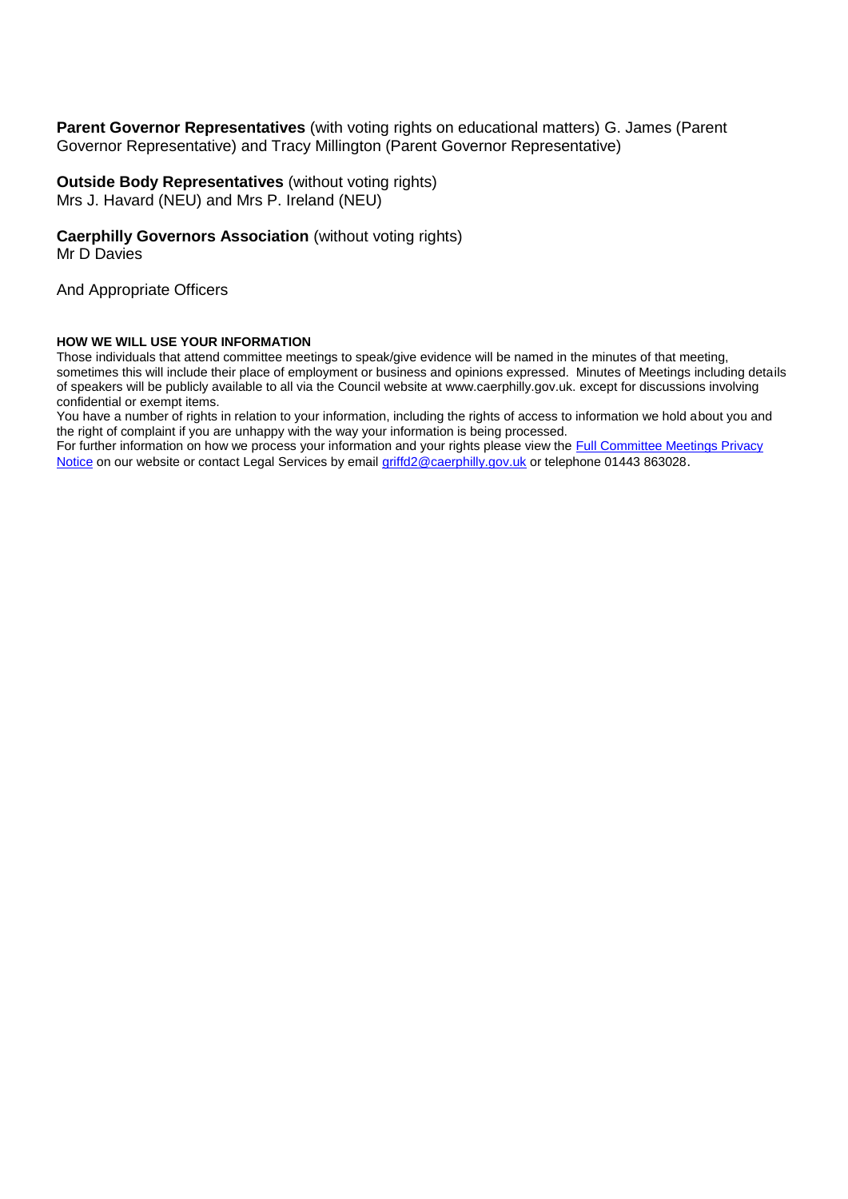**Parent Governor Representatives** (with voting rights on educational matters) G. James (Parent Governor Representative) and Tracy Millington (Parent Governor Representative)

**Outside Body Representatives** (without voting rights)
Mrs J. Havard (NEU) and Mrs P. Ireland (NEU)

**Caerphilly Governors Association** (without voting rights)
Mr D Davies

And Appropriate Officers

**HOW WE WILL USE YOUR INFORMATION**

Those individuals that attend committee meetings to speak/give evidence will be named in the minutes of that meeting, sometimes this will include their place of employment or business and opinions expressed. Minutes of Meetings including details of speakers will be publicly available to all via the Council website at www.caerphilly.gov.uk. except for discussions involving confidential or exempt items.

You have a number of rights in relation to your information, including the rights of access to information we hold about you and the right of complaint if you are unhappy with the way your information is being processed.

For further information on how we process your information and your rights please view the Full Committee Meetings Privacy Notice on our website or contact Legal Services by email griffd2@caerphilly.gov.uk or telephone 01443 863028.